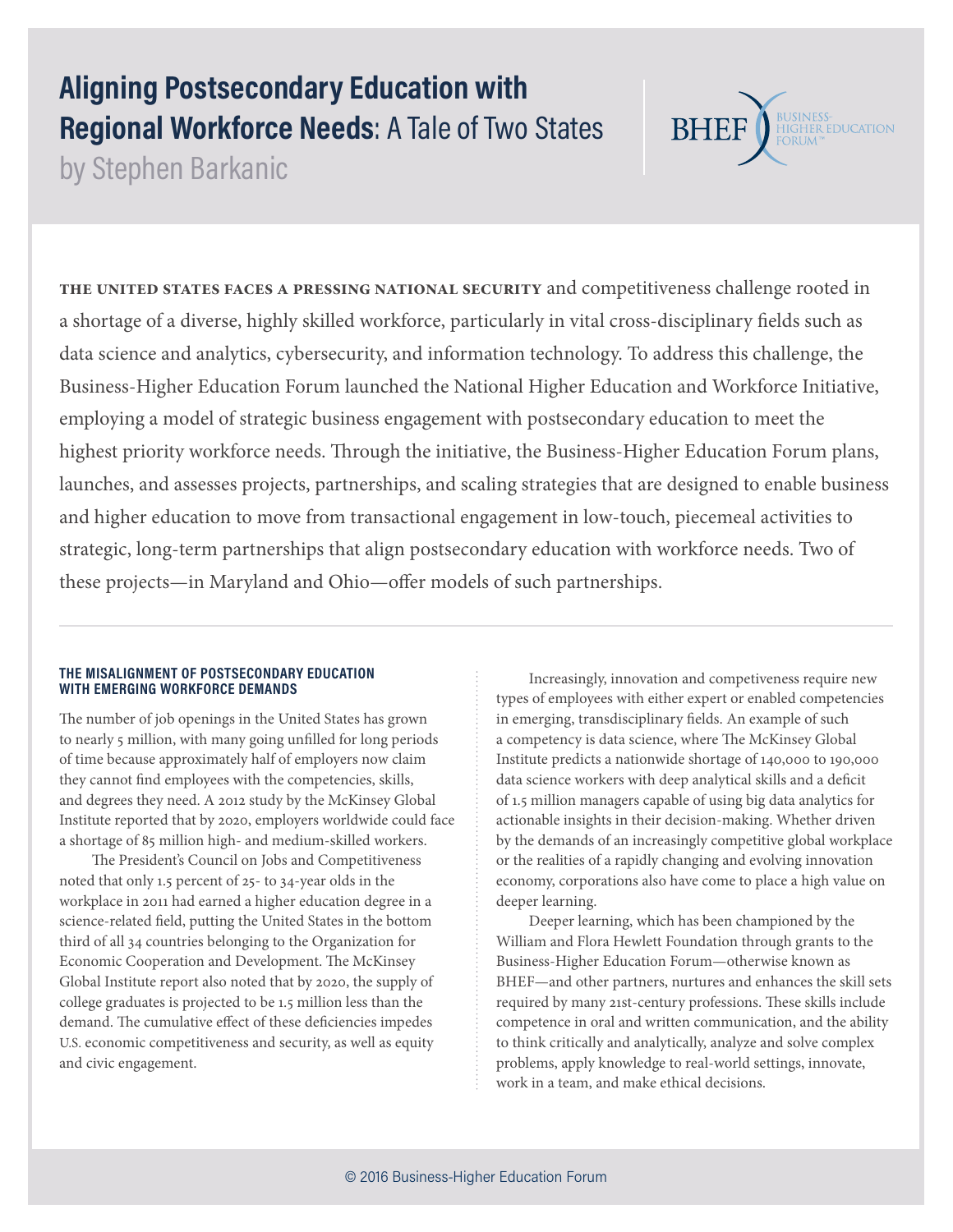# Aligning Postsecondary Education with Regional Workforce Needs: A Tale of Two States

by Stephen Barkanic

**THE UNITED STATES FACES A PRESSING NATIONAL SECURITY** and competitiveness challenge rooted in a shortage of a diverse, highly skilled workforce, particularly in vital cross-disciplinary fields such as data science and analytics, cybersecurity, and information technology. To address this challenge, the Business-Higher Education Forum launched the National Higher Education and Workforce Initiative, employing a model of strategic business engagement with postsecondary education to meet the highest priority workforce needs. Through the initiative, the Business-Higher Education Forum plans, launches, and assesses projects, partnerships, and scaling strategies that are designed to enable business and higher education to move from transactional engagement in low-touch, piecemeal activities to strategic, long-term partnerships that align postsecondary education with workforce needs. Two of these projects—in Maryland and Ohio—offer models of such partnerships.

#### THE MISALIGNMENT OF POSTSECONDARY EDUCATION WITH EMERGING WORKFORCE DEMANDS

The number of job openings in the United States has grown to nearly 5 million, with many going unfilled for long periods of time because approximately half of employers now claim they cannot find employees with the competencies, skills, and degrees they need. A 2012 study by the McKinsey Global Institute reported that by 2020, employers worldwide could face a shortage of 85 million high- and medium-skilled workers.

The President's Council on Jobs and Competitiveness noted that only 1.5 percent of 25- to 34-year olds in the workplace in 2011 had earned a higher education degree in a science-related field, putting the United States in the bottom third of all 34 countries belonging to the Organization for Economic Cooperation and Development. The McKinsey Global Institute report also noted that by 2020, the supply of college graduates is projected to be 1.5 million less than the demand. The cumulative effect of these deficiencies impedes U.S. economic competitiveness and security, as well as equity and civic engagement.

Increasingly, innovation and competiveness require new types of employees with either expert or enabled competencies in emerging, transdisciplinary fields. An example of such a competency is data science, where The McKinsey Global Institute predicts a nationwide shortage of 140,000 to 190,000 data science workers with deep analytical skills and a deficit of 1.5 million managers capable of using big data analytics for actionable insights in their decision-making. Whether driven by the demands of an increasingly competitive global workplace or the realities of a rapidly changing and evolving innovation economy, corporations also have come to place a high value on deeper learning.

Deeper learning, which has been championed by the William and Flora Hewlett Foundation through grants to the Business-Higher Education Forum—otherwise known as BHEF—and other partners, nurtures and enhances the skill sets required by many 21st-century professions. These skills include competence in oral and written communication, and the ability to think critically and analytically, analyze and solve complex problems, apply knowledge to real-world settings, innovate, work in a team, and make ethical decisions.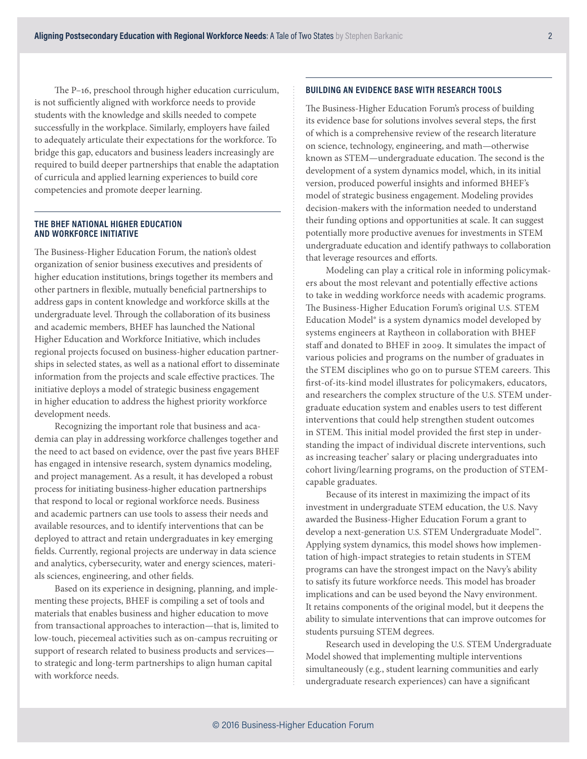The P–16, preschool through higher education curriculum, is not sufficiently aligned with workforce needs to provide students with the knowledge and skills needed to compete successfully in the workplace. Similarly, employers have failed to adequately articulate their expectations for the workforce. To bridge this gap, educators and business leaders increasingly are required to build deeper partnerships that enable the adaptation of curricula and applied learning experiences to build core competencies and promote deeper learning.

## THE BHEF NATIONAL HIGHER EDUCATION AND WORKFORCE INITIATIVE

The Business-Higher Education Forum, the nation's oldest organization of senior business executives and presidents of higher education institutions, brings together its members and other partners in flexible, mutually beneficial partnerships to address gaps in content knowledge and workforce skills at the undergraduate level. Through the collaboration of its business and academic members, BHEF has launched the National Higher Education and Workforce Initiative, which includes regional projects focused on business-higher education partnerships in selected states, as well as a national effort to disseminate information from the projects and scale effective practices. The initiative deploys a model of strategic business engagement in higher education to address the highest priority workforce development needs.

Recognizing the important role that business and academia can play in addressing workforce challenges together and the need to act based on evidence, over the past five years BHEF has engaged in intensive research, system dynamics modeling, and project management. As a result, it has developed a robust process for initiating business-higher education partnerships that respond to local or regional workforce needs. Business and academic partners can use tools to assess their needs and available resources, and to identify interventions that can be deployed to attract and retain undergraduates in key emerging fields. Currently, regional projects are underway in data science and analytics, cybersecurity, water and energy sciences, materials sciences, engineering, and other fields.

Based on its experience in designing, planning, and implementing these projects, BHEF is compiling a set of tools and materials that enables business and higher education to move from transactional approaches to interaction—that is, limited to low-touch, piecemeal activities such as on-campus recruiting or support of research related to business products and services—to strategic and long-term partnerships to align human capital with workforce needs.

## BUILDING AN EVIDENCE BASE WITH RESEARCH TOOLS

The Business-Higher Education Forum's process of building its evidence base for solutions involves several steps, the first of which is a comprehensive review of the research literature on science, technology, engineering, and math—otherwise known as STEM—undergraduate education. The second is the development of a system dynamics model, which, in its initial version, produced powerful insights and informed BHEF's model of strategic business engagement. Modeling provides decision-makers with the information needed to understand their funding options and opportunities at scale. It can suggest potentially more productive avenues for investments in STEM undergraduate education and identify pathways to collaboration that leverage resources and efforts.

Modeling can play a critical role in informing policymakers about the most relevant and potentially effective actions to take in wedding workforce needs with academic programs. The Business-Higher Education Forum's original U.S. STEM Education Model® is a system dynamics model developed by systems engineers at Raytheon in collaboration with BHEF staff and donated to BHEF in 2009. It simulates the impact of various policies and programs on the number of graduates in the STEM disciplines who go on to pursue STEM careers. This first-of-its-kind model illustrates for policymakers, educators, and researchers the complex structure of the U.S. STEM undergraduate education system and enables users to test different interventions that could help strengthen student outcomes in STEM. This initial model provided the first step in understanding the impact of individual discrete interventions, such as increasing teacher' salary or placing undergraduates into cohort living/learning programs, on the production of STEM-capable graduates.

Because of its interest in maximizing the impact of its investment in undergraduate STEM education, the U.S. Navy awarded the Business-Higher Education Forum a grant to develop a next-generation U.S. STEM Undergraduate Model™. Applying system dynamics, this model shows how implementation of high-impact strategies to retain students in STEM programs can have the strongest impact on the Navy's ability to satisfy its future workforce needs. This model has broader implications and can be used beyond the Navy environment. It retains components of the original model, but it deepens the ability to simulate interventions that can improve outcomes for students pursuing STEM degrees.

Research used in developing the U.S. STEM Undergraduate Model showed that implementing multiple interventions simultaneously (e.g., student learning communities and early undergraduate research experiences) can have a significant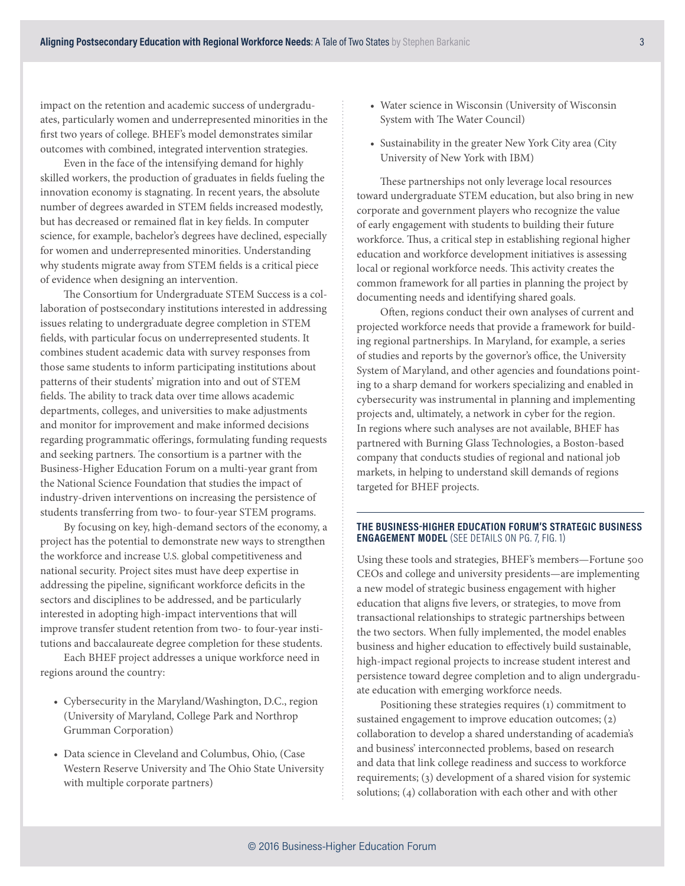impact on the retention and academic success of undergraduates, particularly women and underrepresented minorities in the first two years of college. BHEF's model demonstrates similar outcomes with combined, integrated intervention strategies.

Even in the face of the intensifying demand for highly skilled workers, the production of graduates in fields fueling the innovation economy is stagnating. In recent years, the absolute number of degrees awarded in STEM fields increased modestly, but has decreased or remained flat in key fields. In computer science, for example, bachelor's degrees have declined, especially for women and underrepresented minorities. Understanding why students migrate away from STEM fields is a critical piece of evidence when designing an intervention.

The Consortium for Undergraduate STEM Success is a collaboration of postsecondary institutions interested in addressing issues relating to undergraduate degree completion in STEM fields, with particular focus on underrepresented students. It combines student academic data with survey responses from those same students to inform participating institutions about patterns of their students' migration into and out of STEM fields. The ability to track data over time allows academic departments, colleges, and universities to make adjustments and monitor for improvement and make informed decisions regarding programmatic offerings, formulating funding requests and seeking partners. The consortium is a partner with the Business-Higher Education Forum on a multi-year grant from the National Science Foundation that studies the impact of industry-driven interventions on increasing the persistence of students transferring from two- to four-year STEM programs.

By focusing on key, high-demand sectors of the economy, a project has the potential to demonstrate new ways to strengthen the workforce and increase U.S. global competitiveness and national security. Project sites must have deep expertise in addressing the pipeline, significant workforce deficits in the sectors and disciplines to be addressed, and be particularly interested in adopting high-impact interventions that will improve transfer student retention from two- to four-year institutions and baccalaureate degree completion for these students.

Each BHEF project addresses a unique workforce need in regions around the country:

- Cybersecurity in the Maryland/Washington, D.C., region (University of Maryland, College Park and Northrop Grumman Corporation)
- Data science in Cleveland and Columbus, Ohio, (Case Western Reserve University and The Ohio State University with multiple corporate partners)
- Water science in Wisconsin (University of Wisconsin System with The Water Council)
- Sustainability in the greater New York City area (City University of New York with IBM)

These partnerships not only leverage local resources toward undergraduate STEM education, but also bring in new corporate and government players who recognize the value of early engagement with students to building their future workforce. Thus, a critical step in establishing regional higher education and workforce development initiatives is assessing local or regional workforce needs. This activity creates the common framework for all parties in planning the project by documenting needs and identifying shared goals.

Often, regions conduct their own analyses of current and projected workforce needs that provide a framework for building regional partnerships. In Maryland, for example, a series of studies and reports by the governor's office, the University System of Maryland, and other agencies and foundations pointing to a sharp demand for workers specializing and enabled in cybersecurity was instrumental in planning and implementing projects and, ultimately, a network in cyber for the region. In regions where such analyses are not available, BHEF has partnered with Burning Glass Technologies, a Boston-based company that conducts studies of regional and national job markets, in helping to understand skill demands of regions targeted for BHEF projects.

## THE BUSINESS-HIGHER EDUCATION FORUM'S STRATEGIC BUSINESS ENGAGEMENT MODEL (SEE DETAILS ON PG. 7, FIG. 1)

Using these tools and strategies, BHEF's members—Fortune 500 CEOs and college and university presidents—are implementing a new model of strategic business engagement with higher education that aligns five levers, or strategies, to move from transactional relationships to strategic partnerships between the two sectors. When fully implemented, the model enables business and higher education to effectively build sustainable, high-impact regional projects to increase student interest and persistence toward degree completion and to align undergraduate education with emerging workforce needs.

Positioning these strategies requires (1) commitment to sustained engagement to improve education outcomes; (2) collaboration to develop a shared understanding of academia's and business' interconnected problems, based on research and data that link college readiness and success to workforce requirements; (3) development of a shared vision for systemic solutions; (4) collaboration with each other and with other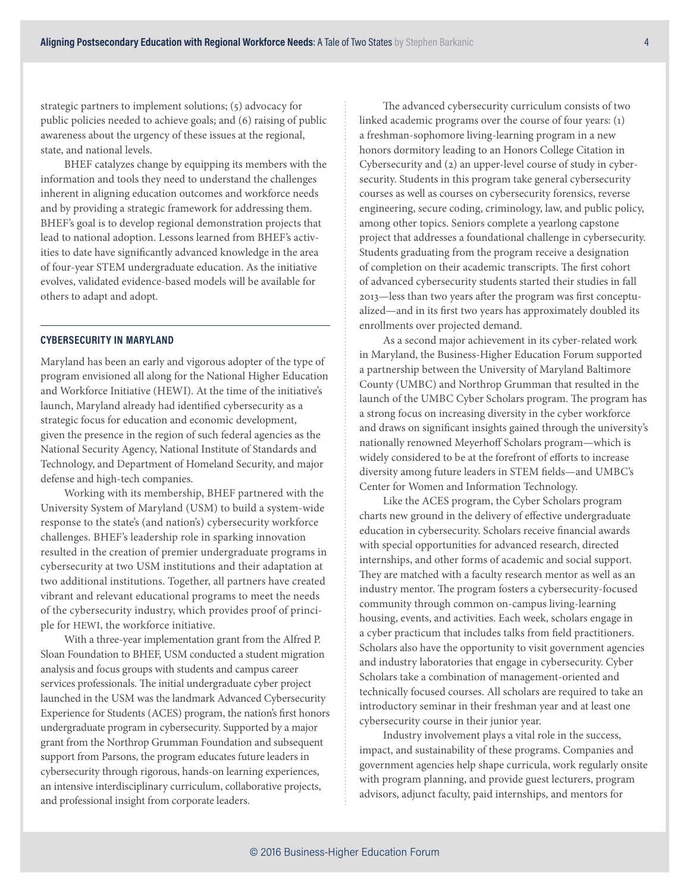strategic partners to implement solutions; (5) advocacy for public policies needed to achieve goals; and (6) raising of public awareness about the urgency of these issues at the regional, state, and national levels.

BHEF catalyzes change by equipping its members with the information and tools they need to understand the challenges inherent in aligning education outcomes and workforce needs and by providing a strategic framework for addressing them. BHEF's goal is to develop regional demonstration projects that lead to national adoption. Lessons learned from BHEF's activities to date have significantly advanced knowledge in the area of four-year STEM undergraduate education. As the initiative evolves, validated evidence-based models will be available for others to adapt and adopt.

## CYBERSECURITY IN MARYLAND

Maryland has been an early and vigorous adopter of the type of program envisioned all along for the National Higher Education and Workforce Initiative (HEWI). At the time of the initiative's launch, Maryland already had identified cybersecurity as a strategic focus for education and economic development, given the presence in the region of such federal agencies as the National Security Agency, National Institute of Standards and Technology, and Department of Homeland Security, and major defense and high-tech companies.

Working with its membership, BHEF partnered with the University System of Maryland (USM) to build a system-wide response to the state's (and nation's) cybersecurity workforce challenges. BHEF's leadership role in sparking innovation resulted in the creation of premier undergraduate programs in cybersecurity at two USM institutions and their adaptation at two additional institutions. Together, all partners have created vibrant and relevant educational programs to meet the needs of the cybersecurity industry, which provides proof of principle for HEWI, the workforce initiative.

With a three-year implementation grant from the Alfred P. Sloan Foundation to BHEF, USM conducted a student migration analysis and focus groups with students and campus career services professionals. The initial undergraduate cyber project launched in the USM was the landmark Advanced Cybersecurity Experience for Students (ACES) program, the nation's first honors undergraduate program in cybersecurity. Supported by a major grant from the Northrop Grumman Foundation and subsequent support from Parsons, the program educates future leaders in cybersecurity through rigorous, hands-on learning experiences, an intensive interdisciplinary curriculum, collaborative projects, and professional insight from corporate leaders.

The advanced cybersecurity curriculum consists of two linked academic programs over the course of four years: (1) a freshman-sophomore living-learning program in a new honors dormitory leading to an Honors College Citation in Cybersecurity and (2) an upper-level course of study in cybersecurity. Students in this program take general cybersecurity courses as well as courses on cybersecurity forensics, reverse engineering, secure coding, criminology, law, and public policy, among other topics. Seniors complete a yearlong capstone project that addresses a foundational challenge in cybersecurity. Students graduating from the program receive a designation of completion on their academic transcripts. The first cohort of advanced cybersecurity students started their studies in fall 2013—less than two years after the program was first conceptualized—and in its first two years has approximately doubled its enrollments over projected demand.

As a second major achievement in its cyber-related work in Maryland, the Business-Higher Education Forum supported a partnership between the University of Maryland Baltimore County (UMBC) and Northrop Grumman that resulted in the launch of the UMBC Cyber Scholars program. The program has a strong focus on increasing diversity in the cyber workforce and draws on significant insights gained through the university's nationally renowned Meyerhoff Scholars program—which is widely considered to be at the forefront of efforts to increase diversity among future leaders in STEM fields—and UMBC's Center for Women and Information Technology.

Like the ACES program, the Cyber Scholars program charts new ground in the delivery of effective undergraduate education in cybersecurity. Scholars receive financial awards with special opportunities for advanced research, directed internships, and other forms of academic and social support. They are matched with a faculty research mentor as well as an industry mentor. The program fosters a cybersecurity-focused community through common on-campus living-learning housing, events, and activities. Each week, scholars engage in a cyber practicum that includes talks from field practitioners. Scholars also have the opportunity to visit government agencies and industry laboratories that engage in cybersecurity. Cyber Scholars take a combination of management-oriented and technically focused courses. All scholars are required to take an introductory seminar in their freshman year and at least one cybersecurity course in their junior year.

Industry involvement plays a vital role in the success, impact, and sustainability of these programs. Companies and government agencies help shape curricula, work regularly onsite with program planning, and provide guest lecturers, program advisors, adjunct faculty, paid internships, and mentors for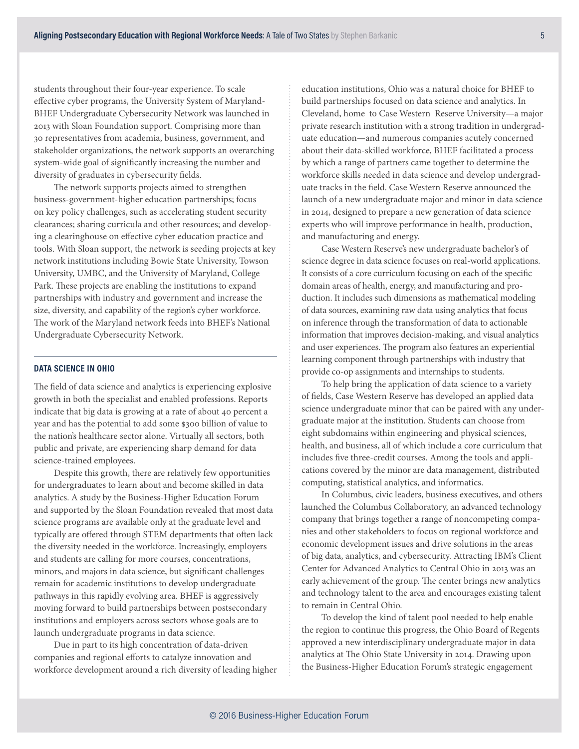students throughout their four-year experience. To scale effective cyber programs, the University System of Maryland-BHEF Undergraduate Cybersecurity Network was launched in 2013 with Sloan Foundation support. Comprising more than 30 representatives from academia, business, government, and stakeholder organizations, the network supports an overarching system-wide goal of significantly increasing the number and diversity of graduates in cybersecurity fields.

The network supports projects aimed to strengthen business-government-higher education partnerships; focus on key policy challenges, such as accelerating student security clearances; sharing curricula and other resources; and developing a clearinghouse on effective cyber education practice and tools. With Sloan support, the network is seeding projects at key network institutions including Bowie State University, Towson University, UMBC, and the University of Maryland, College Park. These projects are enabling the institutions to expand partnerships with industry and government and increase the size, diversity, and capability of the region's cyber workforce. The work of the Maryland network feeds into BHEF's National Undergraduate Cybersecurity Network.

## DATA SCIENCE IN OHIO

The field of data science and analytics is experiencing explosive growth in both the specialist and enabled professions. Reports indicate that big data is growing at a rate of about 40 percent a year and has the potential to add some $300 billion of value to the nation's healthcare sector alone. Virtually all sectors, both public and private, are experiencing sharp demand for data science-trained employees.

Despite this growth, there are relatively few opportunities for undergraduates to learn about and become skilled in data analytics. A study by the Business-Higher Education Forum and supported by the Sloan Foundation revealed that most data science programs are available only at the graduate level and typically are offered through STEM departments that often lack the diversity needed in the workforce. Increasingly, employers and students are calling for more courses, concentrations, minors, and majors in data science, but significant challenges remain for academic institutions to develop undergraduate pathways in this rapidly evolving area. BHEF is aggressively moving forward to build partnerships between postsecondary institutions and employers across sectors whose goals are to launch undergraduate programs in data science.

Due in part to its high concentration of data-driven companies and regional efforts to catalyze innovation and workforce development around a rich diversity of leading higher education institutions, Ohio was a natural choice for BHEF to build partnerships focused on data science and analytics. In Cleveland, home to Case Western Reserve University—a major private research institution with a strong tradition in undergraduate education—and numerous companies acutely concerned about their data-skilled workforce, BHEF facilitated a process by which a range of partners came together to determine the workforce skills needed in data science and develop undergraduate tracks in the field. Case Western Reserve announced the launch of a new undergraduate major and minor in data science in 2014, designed to prepare a new generation of data science experts who will improve performance in health, production, and manufacturing and energy.

Case Western Reserve's new undergraduate bachelor's of science degree in data science focuses on real-world applications. It consists of a core curriculum focusing on each of the specific domain areas of health, energy, and manufacturing and production. It includes such dimensions as mathematical modeling of data sources, examining raw data using analytics that focus on inference through the transformation of data to actionable information that improves decision-making, and visual analytics and user experiences. The program also features an experiential learning component through partnerships with industry that provide co-op assignments and internships to students.

To help bring the application of data science to a variety of fields, Case Western Reserve has developed an applied data science undergraduate minor that can be paired with any undergraduate major at the institution. Students can choose from eight subdomains within engineering and physical sciences, health, and business, all of which include a core curriculum that includes five three-credit courses. Among the tools and applications covered by the minor are data management, distributed computing, statistical analytics, and informatics.

In Columbus, civic leaders, business executives, and others launched the Columbus Collaboratory, an advanced technology company that brings together a range of noncompeting companies and other stakeholders to focus on regional workforce and economic development issues and drive solutions in the areas of big data, analytics, and cybersecurity. Attracting IBM's Client Center for Advanced Analytics to Central Ohio in 2013 was an early achievement of the group. The center brings new analytics and technology talent to the area and encourages existing talent to remain in Central Ohio.

To develop the kind of talent pool needed to help enable the region to continue this progress, the Ohio Board of Regents approved a new interdisciplinary undergraduate major in data analytics at The Ohio State University in 2014. Drawing upon the Business-Higher Education Forum's strategic engagement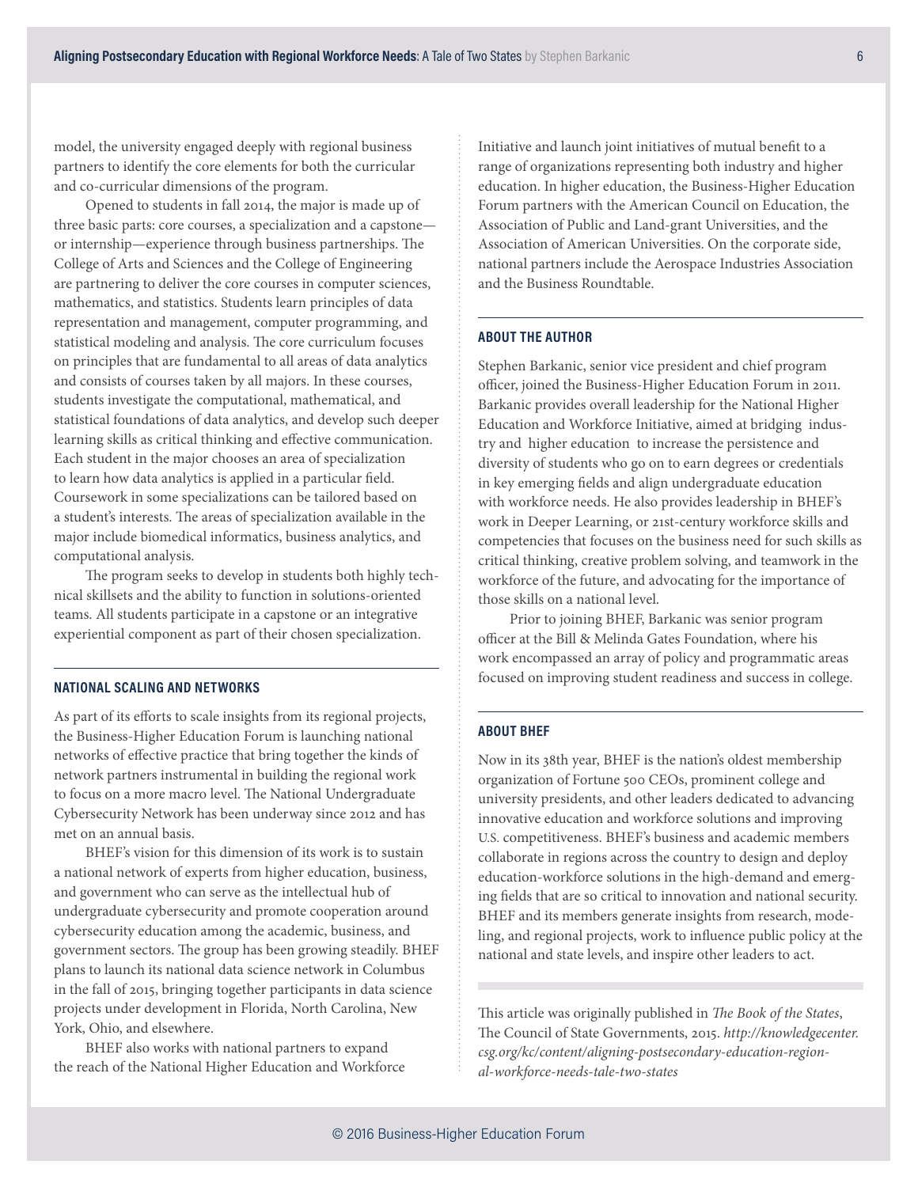model, the university engaged deeply with regional business partners to identify the core elements for both the curricular and co-curricular dimensions of the program.

Opened to students in fall 2014, the major is made up of three basic parts: core courses, a specialization and a capstone—or internship—experience through business partnerships. The College of Arts and Sciences and the College of Engineering are partnering to deliver the core courses in computer sciences, mathematics, and statistics. Students learn principles of data representation and management, computer programming, and statistical modeling and analysis. The core curriculum focuses on principles that are fundamental to all areas of data analytics and consists of courses taken by all majors. In these courses, students investigate the computational, mathematical, and statistical foundations of data analytics, and develop such deeper learning skills as critical thinking and effective communication. Each student in the major chooses an area of specialization to learn how data analytics is applied in a particular field. Coursework in some specializations can be tailored based on a student's interests. The areas of specialization available in the major include biomedical informatics, business analytics, and computational analysis.

The program seeks to develop in students both highly technical skillsets and the ability to function in solutions-oriented teams. All students participate in a capstone or an integrative experiential component as part of their chosen specialization.

## NATIONAL SCALING AND NETWORKS

As part of its efforts to scale insights from its regional projects, the Business-Higher Education Forum is launching national networks of effective practice that bring together the kinds of network partners instrumental in building the regional work to focus on a more macro level. The National Undergraduate Cybersecurity Network has been underway since 2012 and has met on an annual basis.

BHEF's vision for this dimension of its work is to sustain a national network of experts from higher education, business, and government who can serve as the intellectual hub of undergraduate cybersecurity and promote cooperation around cybersecurity education among the academic, business, and government sectors. The group has been growing steadily. BHEF plans to launch its national data science network in Columbus in the fall of 2015, bringing together participants in data science projects under development in Florida, North Carolina, New York, Ohio, and elsewhere.

BHEF also works with national partners to expand the reach of the National Higher Education and Workforce Initiative and launch joint initiatives of mutual benefit to a range of organizations representing both industry and higher education. In higher education, the Business-Higher Education Forum partners with the American Council on Education, the Association of Public and Land-grant Universities, and the Association of American Universities. On the corporate side, national partners include the Aerospace Industries Association and the Business Roundtable.

## ABOUT THE AUTHOR

Stephen Barkanic, senior vice president and chief program officer, joined the Business-Higher Education Forum in 2011. Barkanic provides overall leadership for the National Higher Education and Workforce Initiative, aimed at bridging industry and higher education to increase the persistence and diversity of students who go on to earn degrees or credentials in key emerging fields and align undergraduate education with workforce needs. He also provides leadership in BHEF's work in Deeper Learning, or 21st-century workforce skills and competencies that focuses on the business need for such skills as critical thinking, creative problem solving, and teamwork in the workforce of the future, and advocating for the importance of those skills on a national level.

Prior to joining BHEF, Barkanic was senior program officer at the Bill & Melinda Gates Foundation, where his work encompassed an array of policy and programmatic areas focused on improving student readiness and success in college.

## ABOUT BHEF

Now in its 38th year, BHEF is the nation's oldest membership organization of Fortune 500 CEOs, prominent college and university presidents, and other leaders dedicated to advancing innovative education and workforce solutions and improving U.S. competitiveness. BHEF's business and academic members collaborate in regions across the country to design and deploy education-workforce solutions in the high-demand and emerging fields that are so critical to innovation and national security. BHEF and its members generate insights from research, modeling, and regional projects, work to influence public policy at the national and state levels, and inspire other leaders to act.

This article was originally published in *The Book of the States*, The Council of State Governments, 2015. *http://knowledgecenter.csg.org/kc/content/aligning-postsecondary-education-regional-workforce-needs-tale-two-states*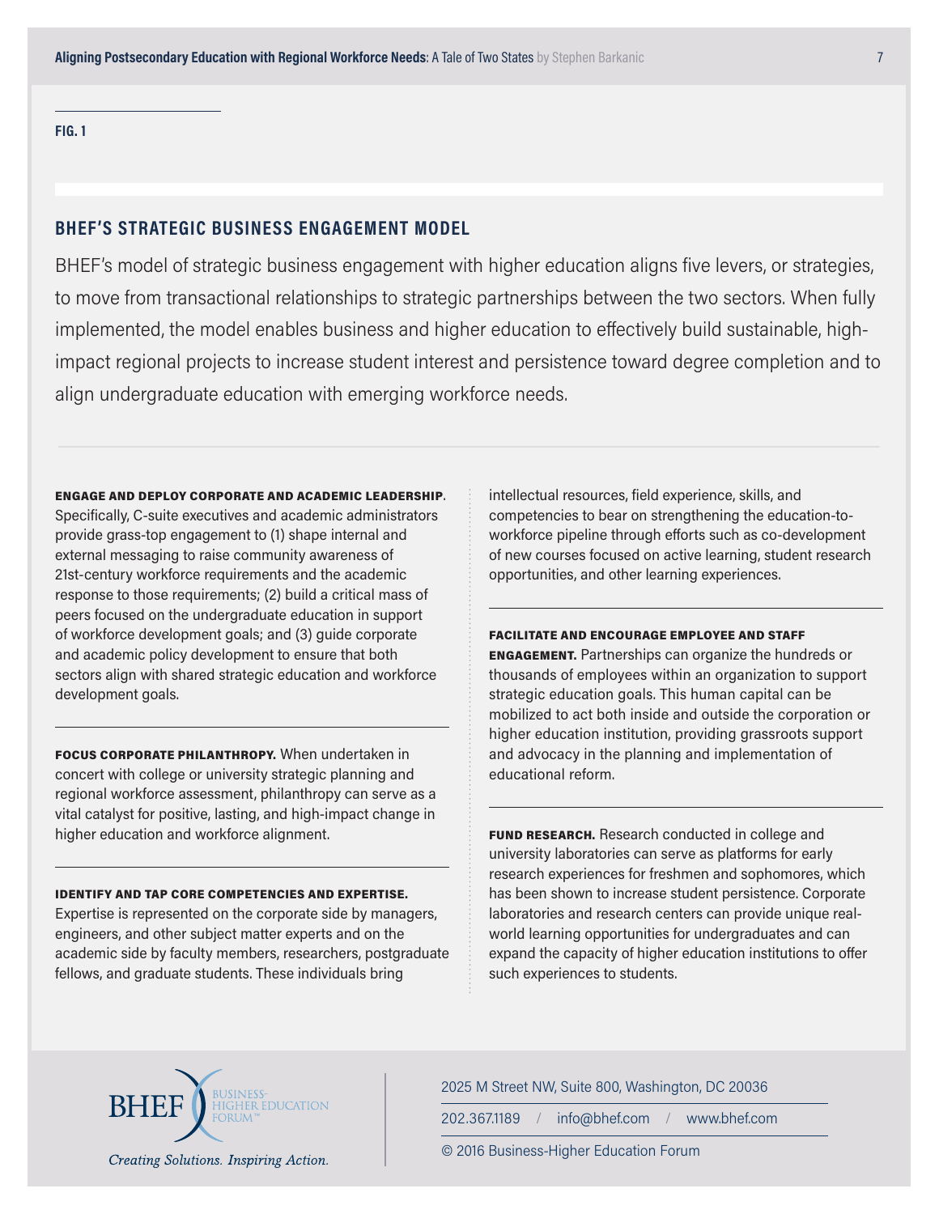FIG. 1

## BHEF'S STRATEGIC BUSINESS ENGAGEMENT MODEL

BHEF's model of strategic business engagement with higher education aligns five levers, or strategies, to move from transactional relationships to strategic partnerships between the two sectors. When fully implemented, the model enables business and higher education to effectively build sustainable, high-impact regional projects to increase student interest and persistence toward degree completion and to align undergraduate education with emerging workforce needs.

**ENGAGE AND DEPLOY CORPORATE AND ACADEMIC LEADERSHIP.** Specifically, C-suite executives and academic administrators provide grass-top engagement to (1) shape internal and external messaging to raise community awareness of 21st-century workforce requirements and the academic response to those requirements; (2) build a critical mass of peers focused on the undergraduate education in support of workforce development goals; and (3) guide corporate and academic policy development to ensure that both sectors align with shared strategic education and workforce development goals.

**FOCUS CORPORATE PHILANTHROPY.** When undertaken in concert with college or university strategic planning and regional workforce assessment, philanthropy can serve as a vital catalyst for positive, lasting, and high-impact change in higher education and workforce alignment.

**IDENTIFY AND TAP CORE COMPETENCIES AND EXPERTISE.** Expertise is represented on the corporate side by managers, engineers, and other subject matter experts and on the academic side by faculty members, researchers, postgraduate fellows, and graduate students. These individuals bring intellectual resources, field experience, skills, and competencies to bear on strengthening the education-to-workforce pipeline through efforts such as co-development of new courses focused on active learning, student research opportunities, and other learning experiences.

**FACILITATE AND ENCOURAGE EMPLOYEE AND STAFF ENGAGEMENT.** Partnerships can organize the hundreds or thousands of employees within an organization to support strategic education goals. This human capital can be mobilized to act both inside and outside the corporation or higher education institution, providing grassroots support and advocacy in the planning and implementation of educational reform.

**FUND RESEARCH.** Research conducted in college and university laboratories can serve as platforms for early research experiences for freshmen and sophomores, which has been shown to increase student persistence. Corporate laboratories and research centers can provide unique real-world learning opportunities for undergraduates and can expand the capacity of higher education institutions to offer such experiences to students.

BHEF BUSINESS-HIGHER EDUCATION FORUM™

*Creating Solutions. Inspiring Action.*

2025 M Street NW, Suite 800, Washington, DC 20036

202.367.1189 / info@bhef.com / www.bhef.com

© 2016 Business-Higher Education Forum